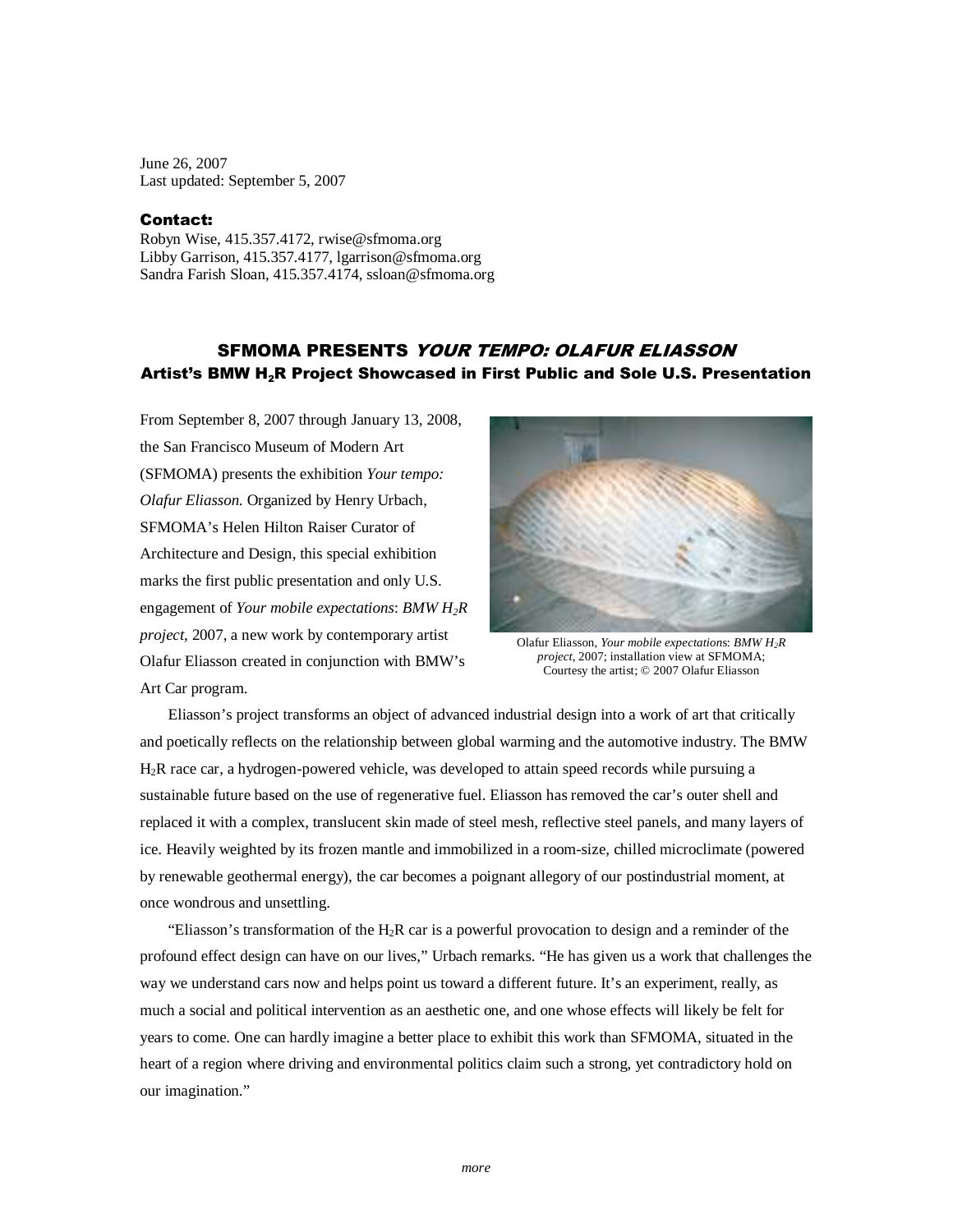June 26, 2007
Last updated: September 5, 2007

**Contact:**
Robyn Wise, 415.357.4172, rwise@sfmoma.org
Libby Garrison, 415.357.4177, lgarrison@sfmoma.org
Sandra Farish Sloan, 415.357.4174, ssloan@sfmoma.org

# SFMOMA PRESENTS *YOUR TEMPO: OLAFUR ELIASSON*

## Artist's BMW $H_2R$ Project Showcased in First Public and Sole U.S. Presentation

From September 8, 2007 through January 13, 2008, the San Francisco Museum of Modern Art (SFMOMA) presents the exhibition *Your tempo: Olafur Eliasson.* Organized by Henry Urbach, SFMOMA's Helen Hilton Raiser Curator of Architecture and Design, this special exhibition marks the first public presentation and only U.S. engagement of *Your mobile expectations*: *BMW $H_2R$ project*, 2007, a new work by contemporary artist Olafur Eliasson created in conjunction with BMW's Art Car program.

Olafur Eliasson, *Your mobile expectations*: *BMW $H_2R$ project*, 2007; installation view at SFMOMA; Courtesy the artist; © 2007 Olafur Eliasson

Eliasson's project transforms an object of advanced industrial design into a work of art that critically and poetically reflects on the relationship between global warming and the automotive industry. The BMW $H_2R$ race car, a hydrogen-powered vehicle, was developed to attain speed records while pursuing a sustainable future based on the use of regenerative fuel. Eliasson has removed the car's outer shell and replaced it with a complex, translucent skin made of steel mesh, reflective steel panels, and many layers of ice. Heavily weighted by its frozen mantle and immobilized in a room-size, chilled microclimate (powered by renewable geothermal energy), the car becomes a poignant allegory of our postindustrial moment, at once wondrous and unsettling.

"Eliasson's transformation of the $H_2R$ car is a powerful provocation to design and a reminder of the profound effect design can have on our lives," Urbach remarks. "He has given us a work that challenges the way we understand cars now and helps point us toward a different future. It's an experiment, really, as much a social and political intervention as an aesthetic one, and one whose effects will likely be felt for years to come. One can hardly imagine a better place to exhibit this work than SFMOMA, situated in the heart of a region where driving and environmental politics claim such a strong, yet contradictory hold on our imagination."

*more*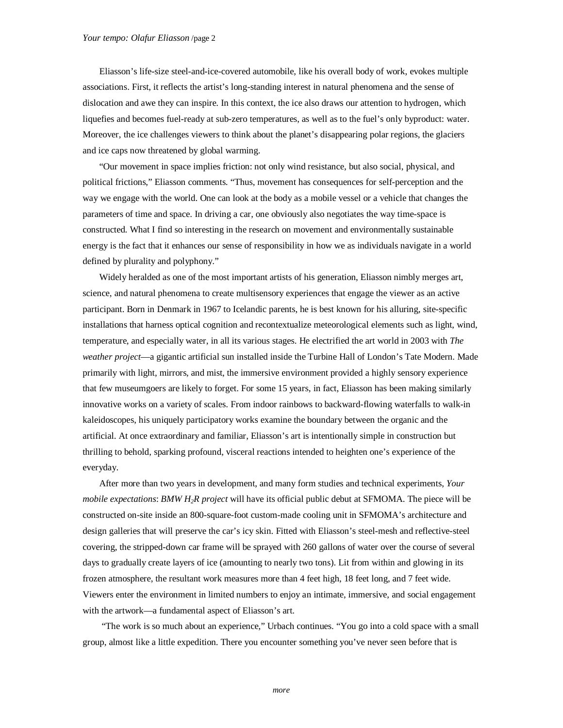Eliasson's life-size steel-and-ice-covered automobile, like his overall body of work, evokes multiple associations. First, it reflects the artist's long-standing interest in natural phenomena and the sense of dislocation and awe they can inspire. In this context, the ice also draws our attention to hydrogen, which liquefies and becomes fuel-ready at sub-zero temperatures, as well as to the fuel's only byproduct: water. Moreover, the ice challenges viewers to think about the planet's disappearing polar regions, the glaciers and ice caps now threatened by global warming.

"Our movement in space implies friction: not only wind resistance, but also social, physical, and political frictions," Eliasson comments. "Thus, movement has consequences for self-perception and the way we engage with the world. One can look at the body as a mobile vessel or a vehicle that changes the parameters of time and space. In driving a car, one obviously also negotiates the way time-space is constructed. What I find so interesting in the research on movement and environmentally sustainable energy is the fact that it enhances our sense of responsibility in how we as individuals navigate in a world defined by plurality and polyphony."

Widely heralded as one of the most important artists of his generation, Eliasson nimbly merges art, science, and natural phenomena to create multisensory experiences that engage the viewer as an active participant. Born in Denmark in 1967 to Icelandic parents, he is best known for his alluring, site-specific installations that harness optical cognition and recontextualize meteorological elements such as light, wind, temperature, and especially water, in all its various stages. He electrified the art world in 2003 with *The weather project*—a gigantic artificial sun installed inside the Turbine Hall of London's Tate Modern. Made primarily with light, mirrors, and mist, the immersive environment provided a highly sensory experience that few museumgoers are likely to forget. For some 15 years, in fact, Eliasson has been making similarly innovative works on a variety of scales. From indoor rainbows to backward-flowing waterfalls to walk-in kaleidoscopes, his uniquely participatory works examine the boundary between the organic and the artificial. At once extraordinary and familiar, Eliasson's art is intentionally simple in construction but thrilling to behold, sparking profound, visceral reactions intended to heighten one's experience of the everyday.

After more than two years in development, and many form studies and technical experiments, *Your mobile expectations*: *BMW $H_2R$ project* will have its official public debut at SFMOMA. The piece will be constructed on-site inside an 800-square-foot custom-made cooling unit in SFMOMA's architecture and design galleries that will preserve the car's icy skin. Fitted with Eliasson's steel-mesh and reflective-steel covering, the stripped-down car frame will be sprayed with 260 gallons of water over the course of several days to gradually create layers of ice (amounting to nearly two tons). Lit from within and glowing in its frozen atmosphere, the resultant work measures more than 4 feet high, 18 feet long, and 7 feet wide. Viewers enter the environment in limited numbers to enjoy an intimate, immersive, and social engagement with the artwork—a fundamental aspect of Eliasson's art.

"The work is so much about an experience," Urbach continues. "You go into a cold space with a small group, almost like a little expedition. There you encounter something you've never seen before that is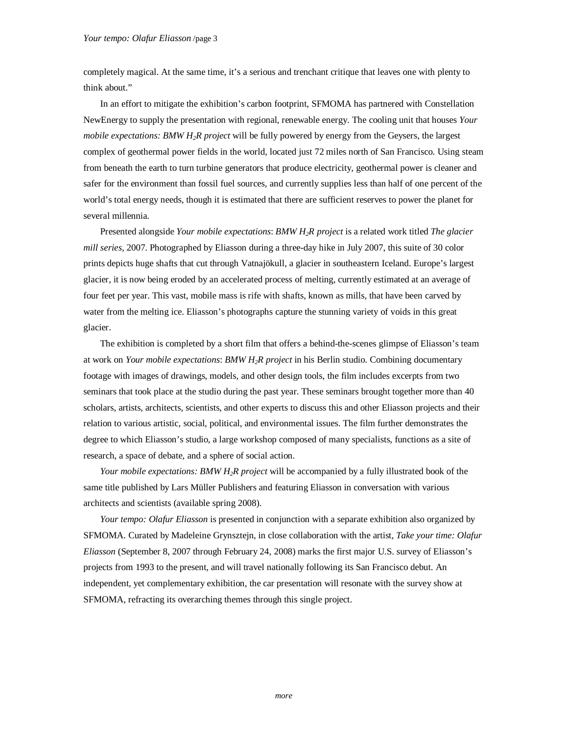completely magical. At the same time, it's a serious and trenchant critique that leaves one with plenty to think about."

In an effort to mitigate the exhibition's carbon footprint, SFMOMA has partnered with Constellation NewEnergy to supply the presentation with regional, renewable energy. The cooling unit that houses *Your mobile expectations: BMW $H_2R$ project* will be fully powered by energy from the Geysers, the largest complex of geothermal power fields in the world, located just 72 miles north of San Francisco. Using steam from beneath the earth to turn turbine generators that produce electricity, geothermal power is cleaner and safer for the environment than fossil fuel sources, and currently supplies less than half of one percent of the world's total energy needs, though it is estimated that there are sufficient reserves to power the planet for several millennia.

Presented alongside *Your mobile expectations*: *BMW $H_2R$ project* is a related work titled *The glacier mill series*, 2007. Photographed by Eliasson during a three-day hike in July 2007, this suite of 30 color prints depicts huge shafts that cut through Vatnajökull, a glacier in southeastern Iceland. Europe's largest glacier, it is now being eroded by an accelerated process of melting, currently estimated at an average of four feet per year. This vast, mobile mass is rife with shafts, known as mills, that have been carved by water from the melting ice. Eliasson's photographs capture the stunning variety of voids in this great glacier.

The exhibition is completed by a short film that offers a behind-the-scenes glimpse of Eliasson's team at work on *Your mobile expectations*: *BMW $H_2R$ project* in his Berlin studio. Combining documentary footage with images of drawings, models, and other design tools, the film includes excerpts from two seminars that took place at the studio during the past year. These seminars brought together more than 40 scholars, artists, architects, scientists, and other experts to discuss this and other Eliasson projects and their relation to various artistic, social, political, and environmental issues. The film further demonstrates the degree to which Eliasson's studio, a large workshop composed of many specialists, functions as a site of research, a space of debate, and a sphere of social action.

*Your mobile expectations: BMW $H_2R$ project* will be accompanied by a fully illustrated book of the same title published by Lars Müller Publishers and featuring Eliasson in conversation with various architects and scientists (available spring 2008).

*Your tempo: Olafur Eliasson* is presented in conjunction with a separate exhibition also organized by SFMOMA. Curated by Madeleine Grynsztejn, in close collaboration with the artist, *Take your time: Olafur Eliasson* (September 8, 2007 through February 24, 2008) marks the first major U.S. survey of Eliasson's projects from 1993 to the present, and will travel nationally following its San Francisco debut. An independent, yet complementary exhibition, the car presentation will resonate with the survey show at SFMOMA, refracting its overarching themes through this single project.

*more*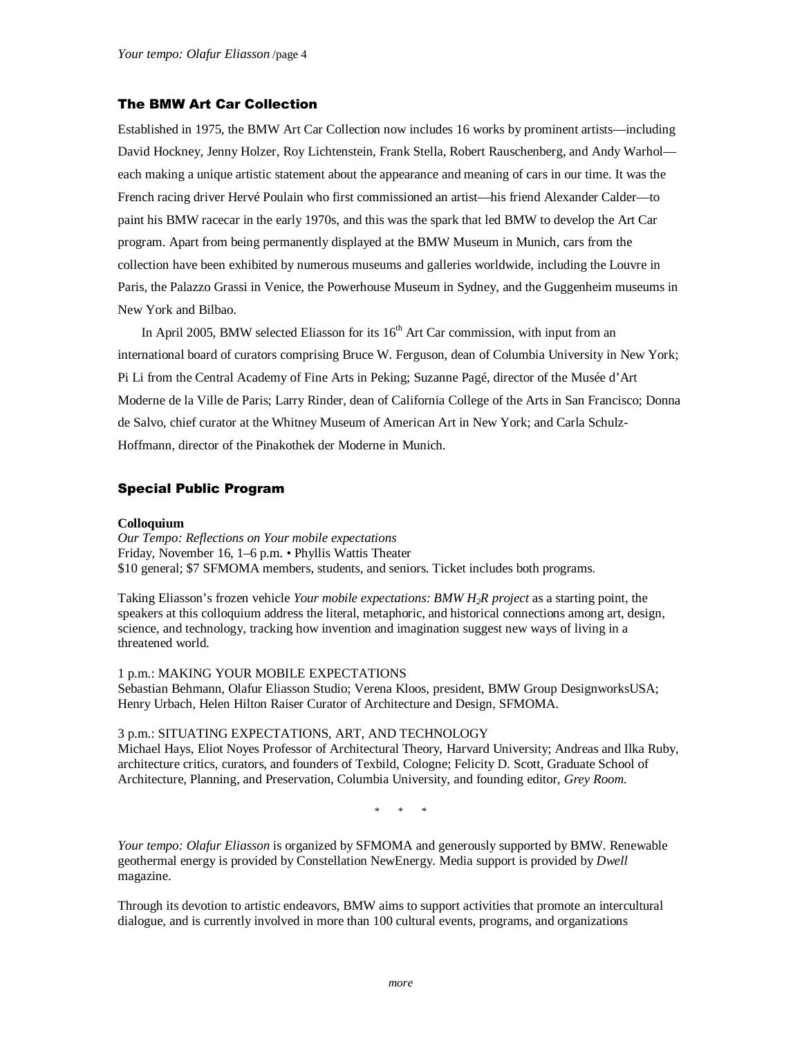## The BMW Art Car Collection

Established in 1975, the BMW Art Car Collection now includes 16 works by prominent artists—including David Hockney, Jenny Holzer, Roy Lichtenstein, Frank Stella, Robert Rauschenberg, and Andy Warhol—each making a unique artistic statement about the appearance and meaning of cars in our time. It was the French racing driver Hervé Poulain who first commissioned an artist—his friend Alexander Calder—to paint his BMW racecar in the early 1970s, and this was the spark that led BMW to develop the Art Car program. Apart from being permanently displayed at the BMW Museum in Munich, cars from the collection have been exhibited by numerous museums and galleries worldwide, including the Louvre in Paris, the Palazzo Grassi in Venice, the Powerhouse Museum in Sydney, and the Guggenheim museums in New York and Bilbao.

In April 2005, BMW selected Eliasson for its 16th Art Car commission, with input from an international board of curators comprising Bruce W. Ferguson, dean of Columbia University in New York; Pi Li from the Central Academy of Fine Arts in Peking; Suzanne Pagé, director of the Musée d'Art Moderne de la Ville de Paris; Larry Rinder, dean of California College of the Arts in San Francisco; Donna de Salvo, chief curator at the Whitney Museum of American Art in New York; and Carla Schulz-Hoffmann, director of the Pinakothek der Moderne in Munich.

## Special Public Program

**Colloquium**
*Our Tempo: Reflections on Your mobile expectations*
Friday, November 16, 1–6 p.m. • Phyllis Wattis Theater
$10 general; $7 SFMOMA members, students, and seniors. Ticket includes both programs.

Taking Eliasson's frozen vehicle *Your mobile expectations: BMW $H_2R$ project* as a starting point, the speakers at this colloquium address the literal, metaphoric, and historical connections among art, design, science, and technology, tracking how invention and imagination suggest new ways of living in a threatened world.

1 p.m.: MAKING YOUR MOBILE EXPECTATIONS
Sebastian Behmann, Olafur Eliasson Studio; Verena Kloos, president, BMW Group DesignworksUSA; Henry Urbach, Helen Hilton Raiser Curator of Architecture and Design, SFMOMA.

3 p.m.: SITUATING EXPECTATIONS, ART, AND TECHNOLOGY
Michael Hays, Eliot Noyes Professor of Architectural Theory, Harvard University; Andreas and Ilka Ruby, architecture critics, curators, and founders of Texbild, Cologne; Felicity D. Scott, Graduate School of Architecture, Planning, and Preservation, Columbia University, and founding editor, *Grey Room*.

\* \* \*

*Your tempo: Olafur Eliasson* is organized by SFMOMA and generously supported by BMW. Renewable geothermal energy is provided by Constellation NewEnergy. Media support is provided by *Dwell* magazine.

Through its devotion to artistic endeavors, BMW aims to support activities that promote an intercultural dialogue, and is currently involved in more than 100 cultural events, programs, and organizations

*more*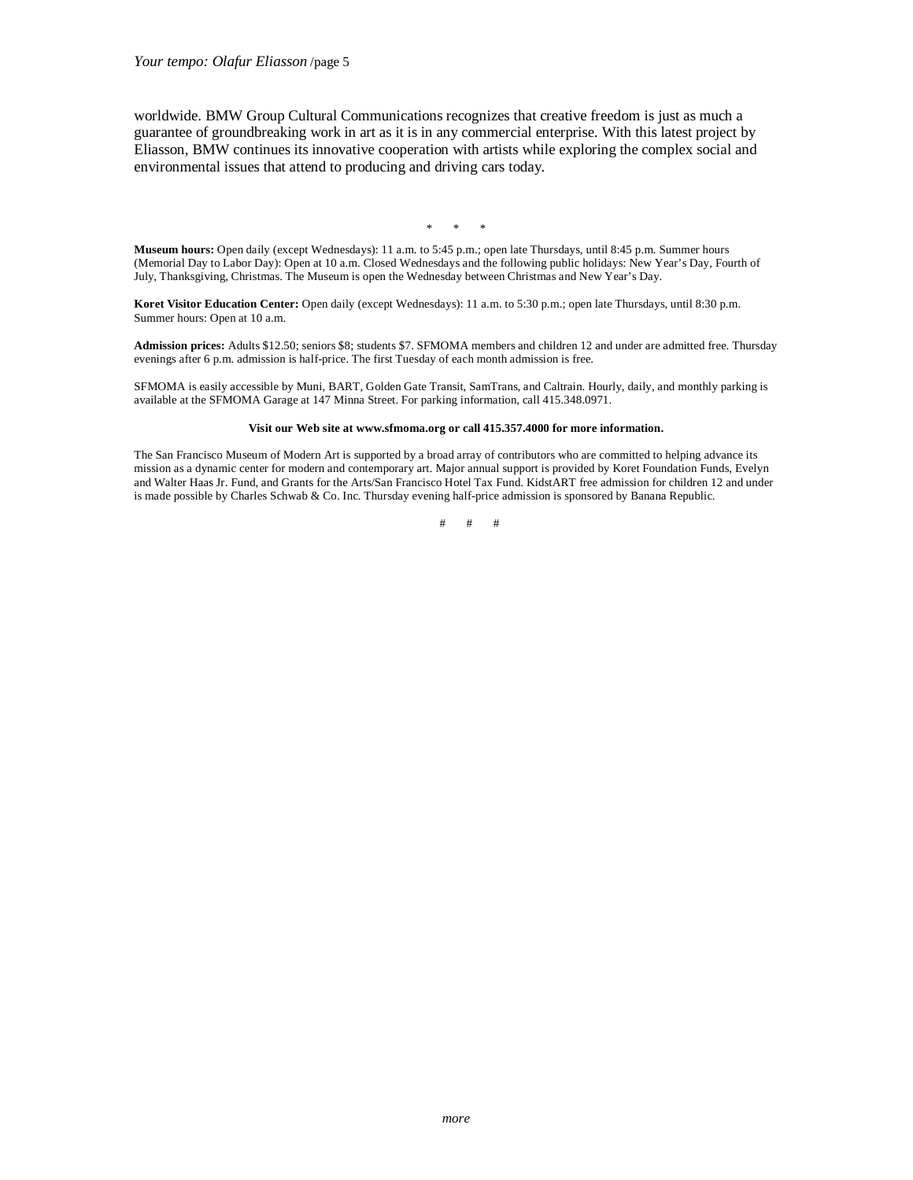worldwide. BMW Group Cultural Communications recognizes that creative freedom is just as much a guarantee of groundbreaking work in art as it is in any commercial enterprise. With this latest project by Eliasson, BMW continues its innovative cooperation with artists while exploring the complex social and environmental issues that attend to producing and driving cars today.

\* \* \*

**Museum hours:** Open daily (except Wednesdays): 11 a.m. to 5:45 p.m.; open late Thursdays, until 8:45 p.m. Summer hours (Memorial Day to Labor Day): Open at 10 a.m. Closed Wednesdays and the following public holidays: New Year's Day, Fourth of July, Thanksgiving, Christmas. The Museum is open the Wednesday between Christmas and New Year's Day.

**Koret Visitor Education Center:** Open daily (except Wednesdays): 11 a.m. to 5:30 p.m.; open late Thursdays, until 8:30 p.m. Summer hours: Open at 10 a.m.

**Admission prices:** Adults $12.50; seniors $8; students $7. SFMOMA members and children 12 and under are admitted free. Thursday evenings after 6 p.m. admission is half-price. The first Tuesday of each month admission is free.

SFMOMA is easily accessible by Muni, BART, Golden Gate Transit, SamTrans, and Caltrain. Hourly, daily, and monthly parking is available at the SFMOMA Garage at 147 Minna Street. For parking information, call 415.348.0971.

**Visit our Web site at www.sfmoma.org or call 415.357.4000 for more information.**

The San Francisco Museum of Modern Art is supported by a broad array of contributors who are committed to helping advance its mission as a dynamic center for modern and contemporary art. Major annual support is provided by Koret Foundation Funds, Evelyn and Walter Haas Jr. Fund, and Grants for the Arts/San Francisco Hotel Tax Fund. KidstART free admission for children 12 and under is made possible by Charles Schwab & Co. Inc. Thursday evening half-price admission is sponsored by Banana Republic.

# # #